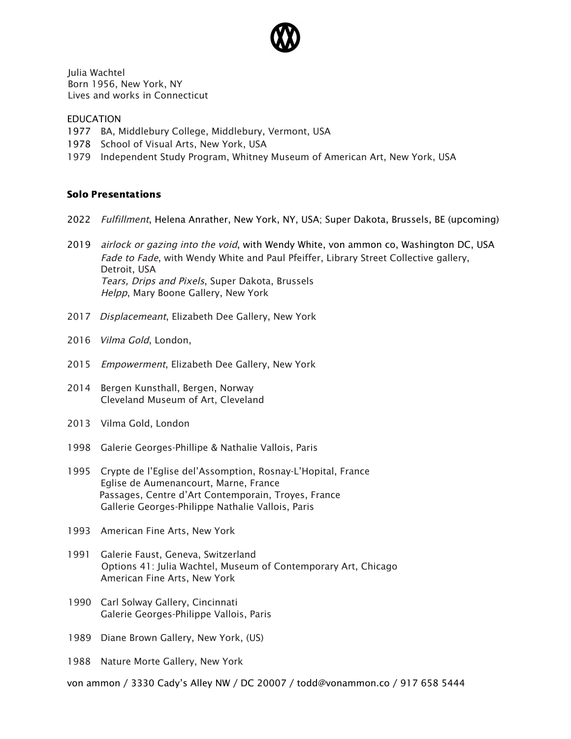Julia Wachtel
Born 1956, New York, NY
Lives and works in Connecticut

EDUCATION

1977 BA, Middlebury College, Middlebury, Vermont, USA
1978 School of Visual Arts, New York, USA
1979 Independent Study Program, Whitney Museum of American Art, New York, USA

**Solo Presentations**

2022 *Fulfillment*, Helena Anrather, New York, NY, USA; Super Dakota, Brussels, BE (upcoming)

2019 *airlock or gazing into the void*, with Wendy White, von ammon co, Washington DC, USA
*Fade to Fade*, with Wendy White and Paul Pfeiffer, Library Street Collective gallery, Detroit, USA
*Tears, Drips and Pixels*, Super Dakota, Brussels
*Helpp*, Mary Boone Gallery, New York

2017 *Displacemeant*, Elizabeth Dee Gallery, New York

2016 *Vilma Gold*, London,

2015 *Empowerment*, Elizabeth Dee Gallery, New York

2014 Bergen Kunsthall, Bergen, Norway
Cleveland Museum of Art, Cleveland

2013 Vilma Gold, London

1998 Galerie Georges-Phillipe & Nathalie Vallois, Paris

1995 Crypte de l'Eglise del'Assomption, Rosnay-L'Hopital, France
Eglise de Aumenancourt, Marne, France
Passages, Centre d'Art Contemporain, Troyes, France
Gallerie Georges-Philippe Nathalie Vallois, Paris

1993 American Fine Arts, New York

1991 Galerie Faust, Geneva, Switzerland
Options 41: Julia Wachtel, Museum of Contemporary Art, Chicago
American Fine Arts, New York

1990 Carl Solway Gallery, Cincinnati
Galerie Georges-Philippe Vallois, Paris

1989 Diane Brown Gallery, New York, (US)

1988 Nature Morte Gallery, New York

von ammon / 3330 Cady's Alley NW / DC 20007 / todd@vonammon.co / 917 658 5444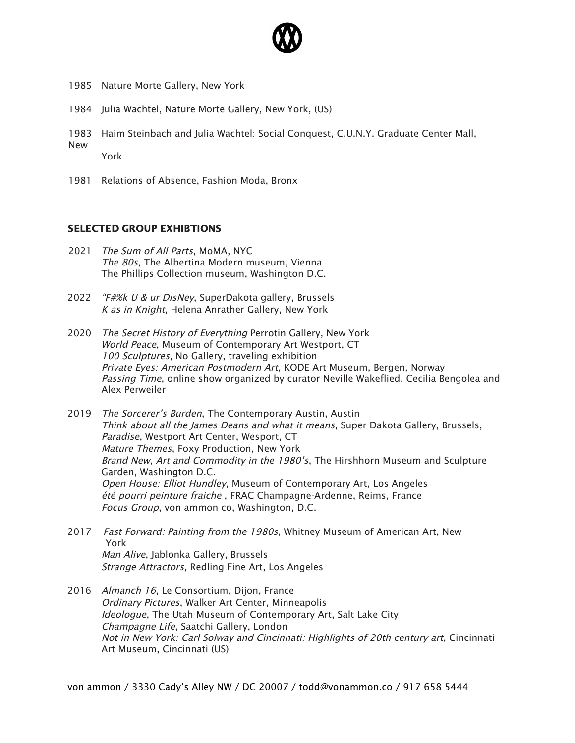1985 Nature Morte Gallery, New York

1984 Julia Wachtel, Nature Morte Gallery, New York, (US)

1983 Haim Steinbach and Julia Wachtel: Social Conquest, C.U.N.Y. Graduate Center Mall, New York

1981 Relations of Absence, Fashion Moda, Bronx

## SELECTED GROUP EXHIBTIONS

2021 *The Sum of All Parts*, MoMA, NYC
*The 80s*, The Albertina Modern museum, Vienna
The Phillips Collection museum, Washington D.C.

2022 *"F#%k U & ur DisNey*, SuperDakota gallery, Brussels
*K as in Knight*, Helena Anrather Gallery, New York

2020 *The Secret History of Everything* Perrotin Gallery, New York
*World Peace*, Museum of Contemporary Art Westport, CT
*100 Sculptures*, No Gallery, traveling exhibition
*Private Eyes: American Postmodern Art*, KODE Art Museum, Bergen, Norway
*Passing Time*, online show organized by curator Neville Wakeflied, Cecilia Bengolea and Alex Perweiler

2019 *The Sorcerer's Burden*, The Contemporary Austin, Austin
*Think about all the James Deans and what it means*, Super Dakota Gallery, Brussels,
*Paradise*, Westport Art Center, Wesport, CT
*Mature Themes*, Foxy Production, New York
*Brand New, Art and Commodity in the 1980's*, The Hirshhorn Museum and Sculpture Garden, Washington D.C.
*Open House: Elliot Hundley*, Museum of Contemporary Art, Los Angeles
*été pourri peinture fraiche* , FRAC Champagne-Ardenne, Reims, France
*Focus Group*, von ammon co, Washington, D.C.

2017 *Fast Forward: Painting from the 1980s*, Whitney Museum of American Art, New York
*Man Alive*, Jablonka Gallery, Brussels
*Strange Attractors*, Redling Fine Art, Los Angeles

2016 *Almanch 16*, Le Consortium, Dijon, France
*Ordinary Pictures*, Walker Art Center, Minneapolis
*Ideologue*, The Utah Museum of Contemporary Art, Salt Lake City
*Champagne Life*, Saatchi Gallery, London
*Not in New York: Carl Solway and Cincinnati: Highlights of 20th century art*, Cincinnati Art Museum, Cincinnati (US)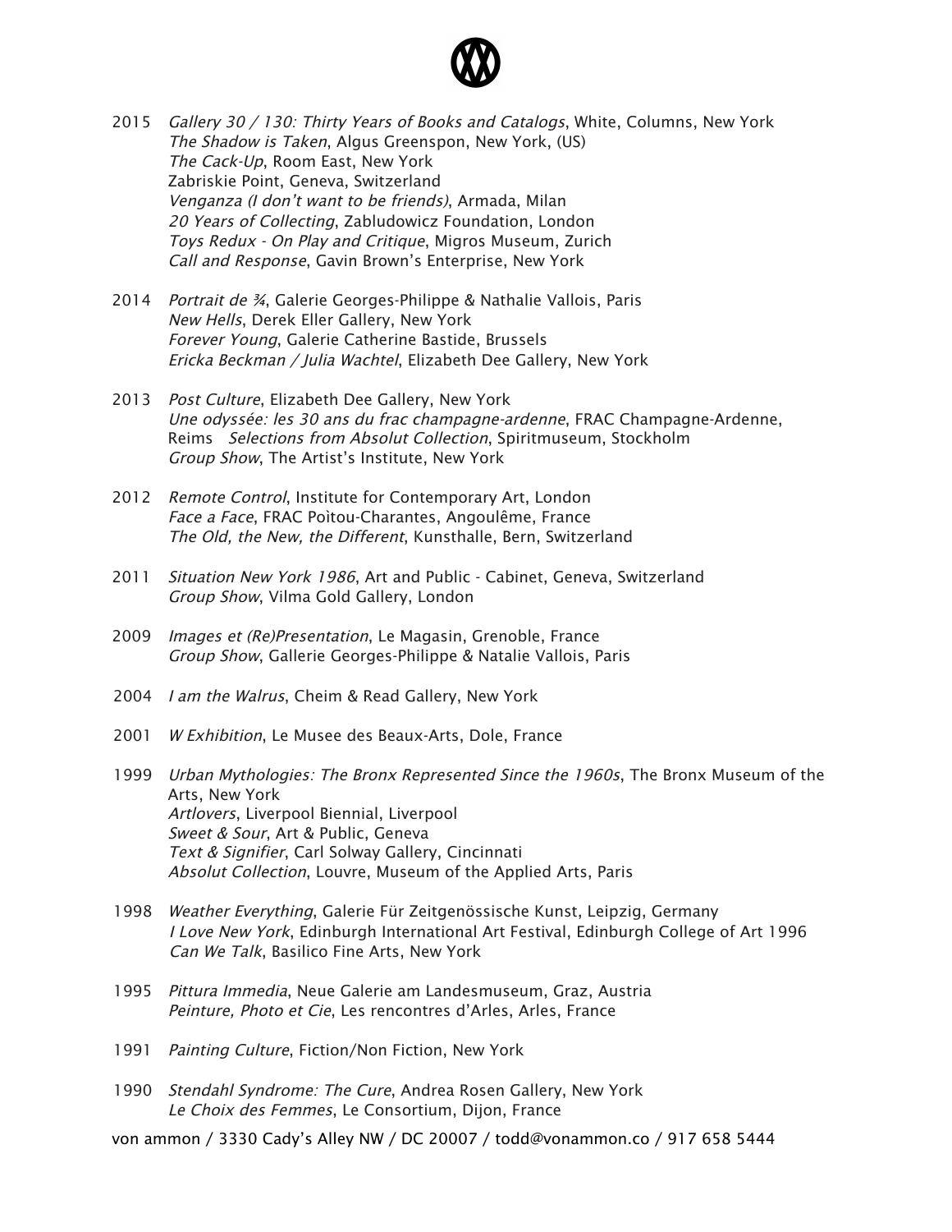2015 *Gallery 30 / 130: Thirty Years of Books and Catalogs*, White, Columns, New York
*The Shadow is Taken*, Algus Greenspon, New York, (US)
*The Cack-Up*, Room East, New York
Zabriskie Point, Geneva, Switzerland
*Venganza (I don't want to be friends)*, Armada, Milan
*20 Years of Collecting*, Zabludowicz Foundation, London
*Toys Redux - On Play and Critique*, Migros Museum, Zurich
*Call and Response*, Gavin Brown's Enterprise, New York

2014 *Portrait de ¾*, Galerie Georges-Philippe & Nathalie Vallois, Paris
*New Hells*, Derek Eller Gallery, New York
*Forever Young*, Galerie Catherine Bastide, Brussels
*Ericka Beckman / Julia Wachtel*, Elizabeth Dee Gallery, New York

2013 *Post Culture*, Elizabeth Dee Gallery, New York
*Une odyssée: les 30 ans du frac champagne-ardenne*, FRAC Champagne-Ardenne, Reims *Selections from Absolut Collection*, Spiritmuseum, Stockholm
*Group Show*, The Artist's Institute, New York

2012 *Remote Control*, Institute for Contemporary Art, London
*Face a Face*, FRAC Poìtou-Charantes, Angoulême, France
*The Old, the New, the Different*, Kunsthalle, Bern, Switzerland

2011 *Situation New York 1986*, Art and Public - Cabinet, Geneva, Switzerland
*Group Show*, Vilma Gold Gallery, London

2009 *Images et (Re)Presentation*, Le Magasin, Grenoble, France
*Group Show*, Gallerie Georges-Philippe & Natalie Vallois, Paris

2004 *I am the Walrus*, Cheim & Read Gallery, New York

2001 *W Exhibition*, Le Musee des Beaux-Arts, Dole, France

1999 *Urban Mythologies: The Bronx Represented Since the 1960s*, The Bronx Museum of the Arts, New York
*Artlovers*, Liverpool Biennial, Liverpool
*Sweet & Sour*, Art & Public, Geneva
*Text & Signifier*, Carl Solway Gallery, Cincinnati
*Absolut Collection*, Louvre, Museum of the Applied Arts, Paris

1998 *Weather Everything*, Galerie Für Zeitgenössische Kunst, Leipzig, Germany
*I Love New York*, Edinburgh International Art Festival, Edinburgh College of Art 1996
*Can We Talk*, Basilico Fine Arts, New York

1995 *Pittura Immedia*, Neue Galerie am Landesmuseum, Graz, Austria
*Peinture, Photo et Cie*, Les rencontres d'Arles, Arles, France

1991 *Painting Culture*, Fiction/Non Fiction, New York

1990 *Stendahl Syndrome: The Cure*, Andrea Rosen Gallery, New York
*Le Choix des Femmes*, Le Consortium, Dijon, France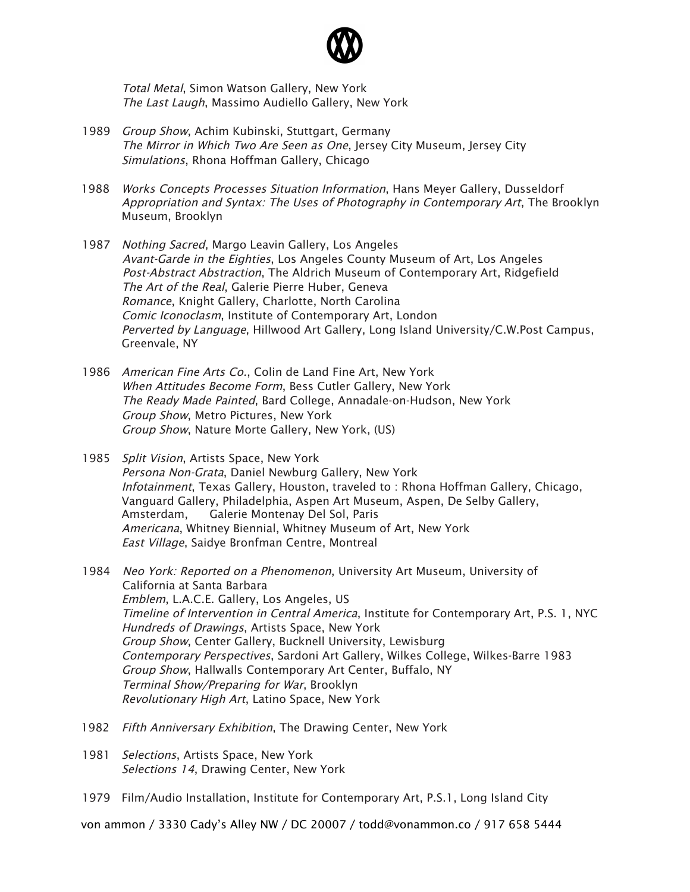*Total Metal*, Simon Watson Gallery, New York
*The Last Laugh*, Massimo Audiello Gallery, New York

1989 *Group Show*, Achim Kubinski, Stuttgart, Germany
*The Mirror in Which Two Are Seen as One*, Jersey City Museum, Jersey City
*Simulations*, Rhona Hoffman Gallery, Chicago

1988 *Works Concepts Processes Situation Information*, Hans Meyer Gallery, Dusseldorf
*Appropriation and Syntax: The Uses of Photography in Contemporary Art*, The Brooklyn Museum, Brooklyn

1987 *Nothing Sacred*, Margo Leavin Gallery, Los Angeles
*Avant-Garde in the Eighties*, Los Angeles County Museum of Art, Los Angeles
*Post-Abstract Abstraction*, The Aldrich Museum of Contemporary Art, Ridgefield
*The Art of the Real*, Galerie Pierre Huber, Geneva
*Romance*, Knight Gallery, Charlotte, North Carolina
*Comic Iconoclasm*, Institute of Contemporary Art, London
*Perverted by Language*, Hillwood Art Gallery, Long Island University/C.W.Post Campus, Greenvale, NY

1986 *American Fine Arts Co.*, Colin de Land Fine Art, New York
*When Attitudes Become Form*, Bess Cutler Gallery, New York
*The Ready Made Painted*, Bard College, Annadale-on-Hudson, New York
*Group Show*, Metro Pictures, New York
*Group Show*, Nature Morte Gallery, New York, (US)

1985 *Split Vision*, Artists Space, New York
*Persona Non-Grata*, Daniel Newburg Gallery, New York
*Infotainment*, Texas Gallery, Houston, traveled to : Rhona Hoffman Gallery, Chicago, Vanguard Gallery, Philadelphia, Aspen Art Museum, Aspen, De Selby Gallery, Amsterdam, Galerie Montenay Del Sol, Paris
*Americana*, Whitney Biennial, Whitney Museum of Art, New York
*East Village*, Saidye Bronfman Centre, Montreal

1984 *Neo York: Reported on a Phenomenon*, University Art Museum, University of California at Santa Barbara
*Emblem*, L.A.C.E. Gallery, Los Angeles, US
*Timeline of Intervention in Central America*, Institute for Contemporary Art, P.S. 1, NYC
*Hundreds of Drawings*, Artists Space, New York
*Group Show*, Center Gallery, Bucknell University, Lewisburg
*Contemporary Perspectives*, Sardoni Art Gallery, Wilkes College, Wilkes-Barre 1983
*Group Show*, Hallwalls Contemporary Art Center, Buffalo, NY
*Terminal Show/Preparing for War*, Brooklyn
*Revolutionary High Art*, Latino Space, New York

1982 *Fifth Anniversary Exhibition*, The Drawing Center, New York

1981 *Selections*, Artists Space, New York
*Selections 14*, Drawing Center, New York

1979 Film/Audio Installation, Institute for Contemporary Art, P.S.1, Long Island City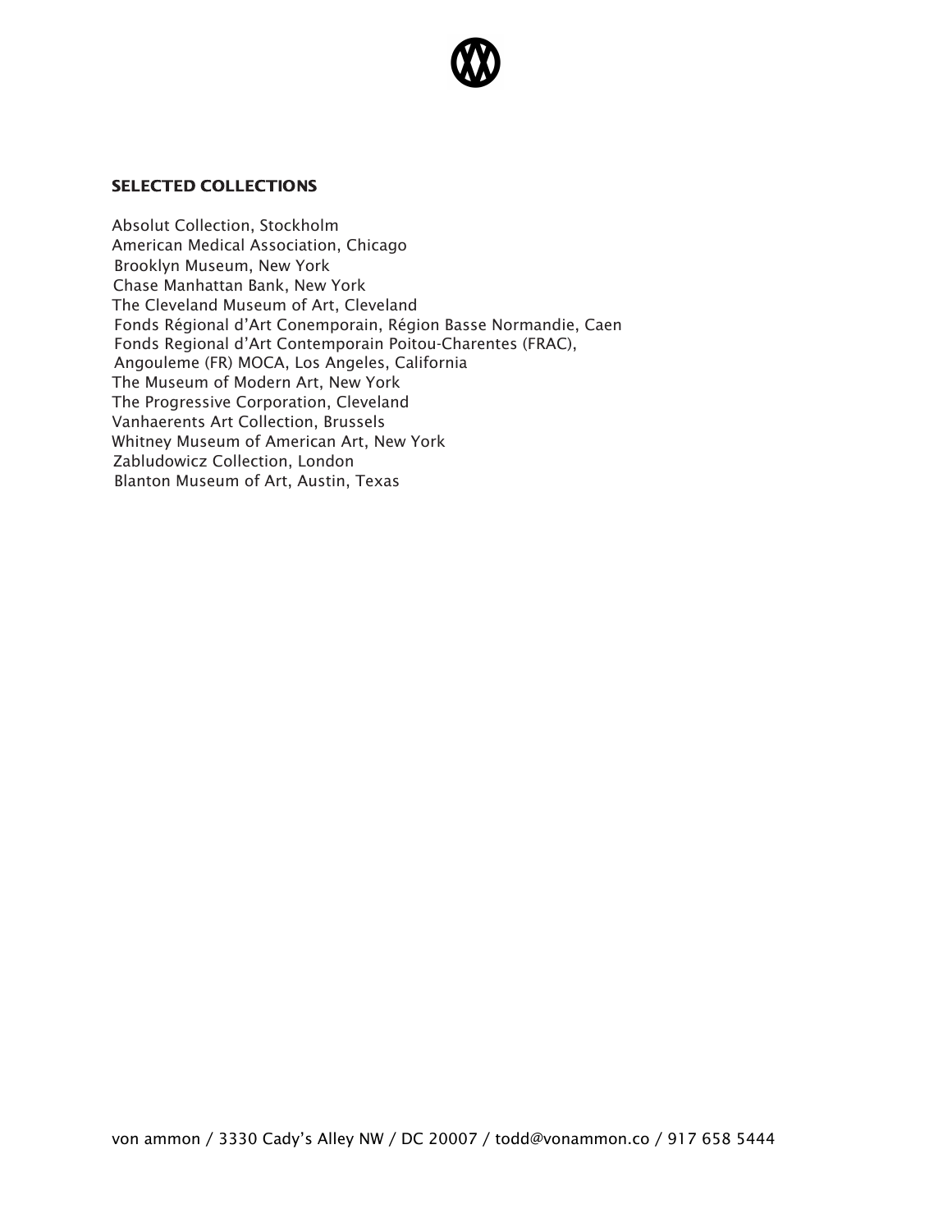## SELECTED COLLECTIONS

Absolut Collection, Stockholm
American Medical Association, Chicago
Brooklyn Museum, New York
Chase Manhattan Bank, New York
The Cleveland Museum of Art, Cleveland
Fonds Régional d'Art Conemporain, Région Basse Normandie, Caen
Fonds Regional d'Art Contemporain Poitou-Charentes (FRAC),
Angouleme (FR) MOCA, Los Angeles, California
The Museum of Modern Art, New York
The Progressive Corporation, Cleveland
Vanhaerents Art Collection, Brussels
Whitney Museum of American Art, New York
Zabludowicz Collection, London
Blanton Museum of Art, Austin, Texas

von ammon / 3330 Cady's Alley NW / DC 20007 / todd@vonammon.co / 917 658 5444